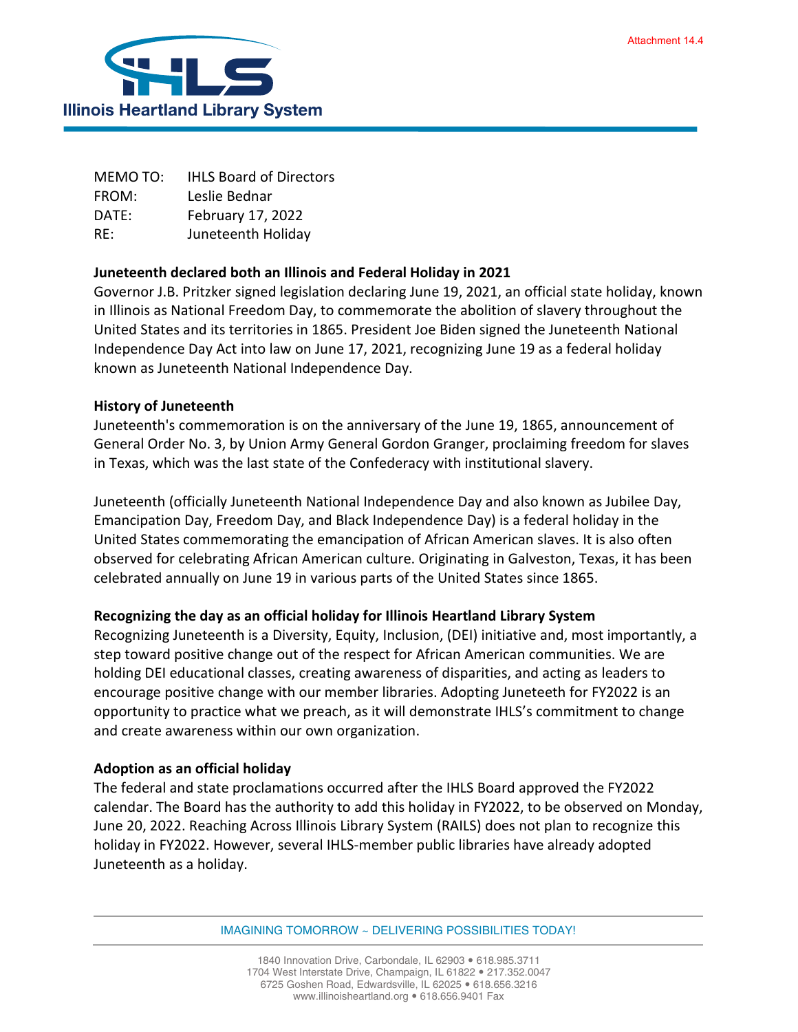Attachment 14.4

Illinois Heartland Library System

MEMO TO: IHLS Board of Directors
FROM: Leslie Bednar
DATE: February 17, 2022
RE: Juneteenth Holiday

**Juneteenth declared both an Illinois and Federal Holiday in 2021**

Governor J.B. Pritzker signed legislation declaring June 19, 2021, an official state holiday, known in Illinois as National Freedom Day, to commemorate the abolition of slavery throughout the United States and its territories in 1865. President Joe Biden signed the Juneteenth National Independence Day Act into law on June 17, 2021, recognizing June 19 as a federal holiday known as Juneteenth National Independence Day.

**History of Juneteenth**

Juneteenth's commemoration is on the anniversary of the June 19, 1865, announcement of General Order No. 3, by Union Army General Gordon Granger, proclaiming freedom for slaves in Texas, which was the last state of the Confederacy with institutional slavery.

Juneteenth (officially Juneteenth National Independence Day and also known as Jubilee Day, Emancipation Day, Freedom Day, and Black Independence Day) is a federal holiday in the United States commemorating the emancipation of African American slaves. It is also often observed for celebrating African American culture. Originating in Galveston, Texas, it has been celebrated annually on June 19 in various parts of the United States since 1865.

**Recognizing the day as an official holiday for Illinois Heartland Library System**

Recognizing Juneteenth is a Diversity, Equity, Inclusion, (DEI) initiative and, most importantly, a step toward positive change out of the respect for African American communities. We are holding DEI educational classes, creating awareness of disparities, and acting as leaders to encourage positive change with our member libraries. Adopting Juneteeth for FY2022 is an opportunity to practice what we preach, as it will demonstrate IHLS's commitment to change and create awareness within our own organization.

**Adoption as an official holiday**

The federal and state proclamations occurred after the IHLS Board approved the FY2022 calendar. The Board has the authority to add this holiday in FY2022, to be observed on Monday, June 20, 2022. Reaching Across Illinois Library System (RAILS) does not plan to recognize this holiday in FY2022. However, several IHLS-member public libraries have already adopted Juneteenth as a holiday.

IMAGINING TOMORROW ~ DELIVERING POSSIBILITIES TODAY!

1840 Innovation Drive, Carbondale, IL 62903 • 618.985.3711
1704 West Interstate Drive, Champaign, IL 61822 • 217.352.0047
6725 Goshen Road, Edwardsville, IL 62025 • 618.656.3216
www.illinoisheartland.org • 618.656.9401 Fax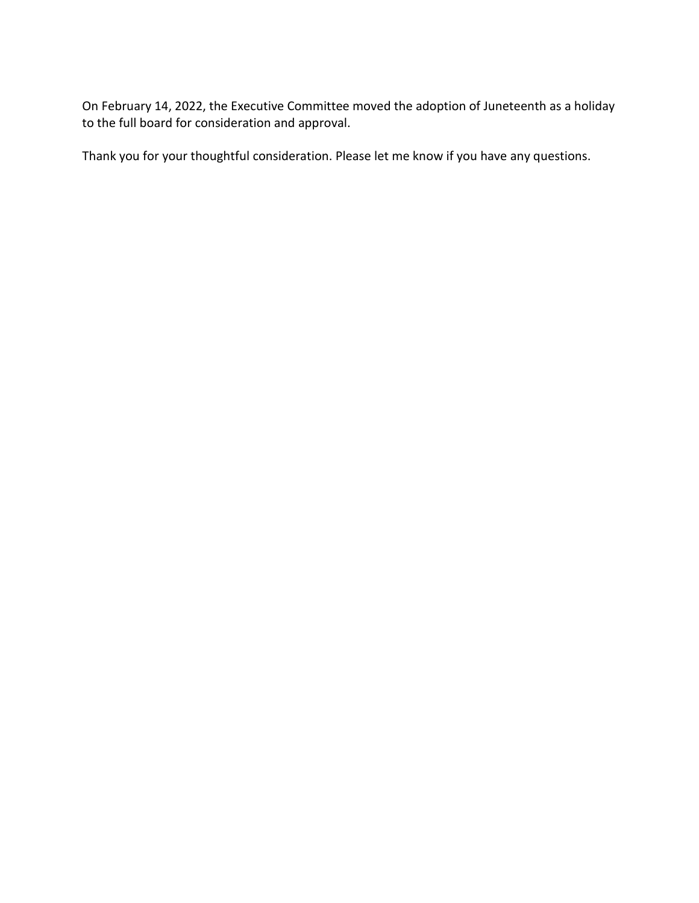On February 14, 2022, the Executive Committee moved the adoption of Juneteenth as a holiday to the full board for consideration and approval.

Thank you for your thoughtful consideration. Please let me know if you have any questions.